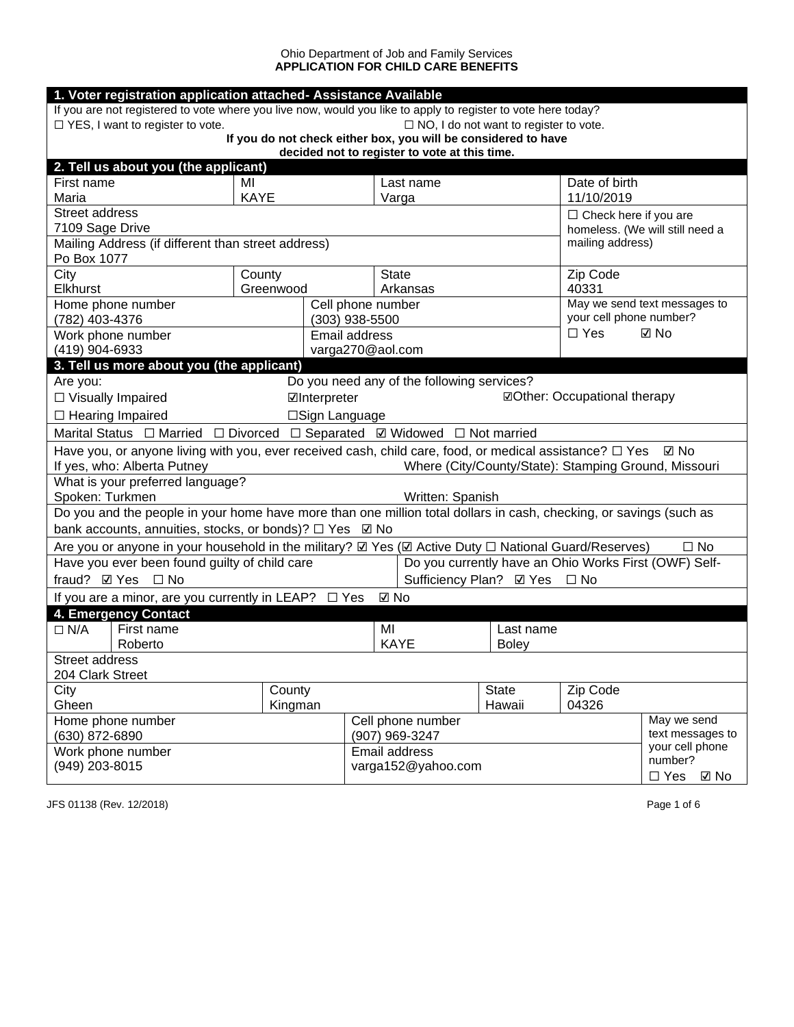Ohio Department of Job and Family Services
**APPLICATION FOR CHILD CARE BENEFITS**

## 1. Voter registration application attached- Assistance Available

If you are not registered to vote where you live now, would you like to apply to register to vote here today?

☐ YES, I want to register to vote. ☐ NO, I do not want to register to vote.

**If you do not check either box, you will be considered to have decided not to register to vote at this time.**

## 2. Tell us about you (the applicant)

| First name | MI | Last name | Date of birth |
|---|---|---|---|
| Maria | KAYE | Varga | 11/10/2019 |

| Street address | ☐ Check here if you are homeless. (We will still need a mailing address) |
|---|---|
| 7109 Sage Drive | |
| Mailing Address (if different than street address) | |
| Po Box 1077 | |

| City | County | State | Zip Code |
|---|---|---|---|
| Elkhurst | Greenwood | Arkansas | 40331 |

| Home phone number | Cell phone number | May we send text messages to your cell phone number? |
|---|---|---|
| (782) 403-4376 | (303) 938-5500 | ☐ Yes ☑ No |
| **Work phone number** | **Email address** | |
| (419) 904-6933 | varga270@aol.com | |

## 3. Tell us more about you (the applicant)

Are you: Do you need any of the following services?

☐ Visually Impaired ☑Interpreter ☑Other: Occupational therapy

☐ Hearing Impaired ☐Sign Language

Marital Status ☐ Married ☐ Divorced ☐ Separated ☑ Widowed ☐ Not married

Have you, or anyone living with you, ever received cash, child care, food, or medical assistance? ☐ Yes ☑ No

If yes, who: Alberta Putney Where (City/County/State): Stamping Ground, Missouri

What is your preferred language?

Spoken: Turkmen Written: Spanish

Do you and the people in your home have more than one million total dollars in cash, checking, or savings (such as bank accounts, annuities, stocks, or bonds)? ☐ Yes ☑ No

Are you or anyone in your household in the military? ☑ Yes (☑ Active Duty ☐ National Guard/Reserves) ☐ No

Have you ever been found guilty of child care fraud? ☑ Yes ☐ No

Do you currently have an Ohio Works First (OWF) Self-Sufficiency Plan? ☑ Yes ☐ No

If you are a minor, are you currently in LEAP? ☐ Yes ☑ No

## 4. Emergency Contact

| ☐ N/A | First name | MI | Last name |
|---|---|---|---|
| | Roberto | KAYE | Boley |

| Street address |
|---|
| 204 Clark Street |

| City | County | State | Zip Code |
|---|---|---|---|
| Gheen | Kingman | Hawaii | 04326 |

| Home phone number | Cell phone number | May we send text messages to your cell phone number? |
|---|---|---|
| (630) 872-6890 | (907) 969-3247 | ☐ Yes ☑ No |
| **Work phone number** | **Email address** | |
| (949) 203-8015 | varga152@yahoo.com | |

JFS 01138 (Rev. 12/2018)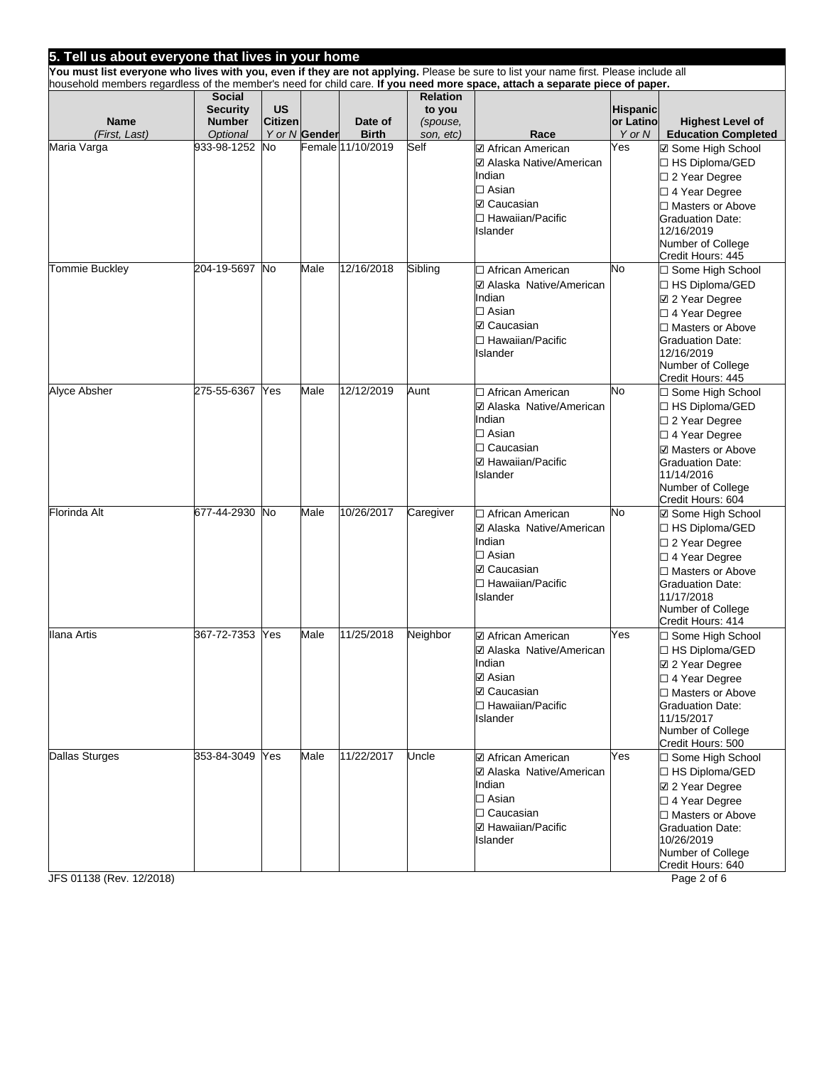## 5. Tell us about everyone that lives in your home

**You must list everyone who lives with you, even if they are not applying.** Please be sure to list your name first. Please include all household members regardless of the member's need for child care. **If you need more space, attach a separate piece of paper.**

| **Name** *(First, Last)* | **Social Security Number** *Optional* | **US Citizen** *Y or N* | **Gender** | **Date of Birth** | **Relation to you** *(spouse, son, etc)* | **Race** | **Hispanic or Latino** *Y or N* | **Highest Level of Education Completed** |
|---|---|---|---|---|---|---|---|---|
| Maria Varga | 933-98-1252 | No | Female | 11/10/2019 | Self | ☑ African American<br>☑ Alaska Native/American Indian<br>☐ Asian<br>☑ Caucasian<br>☐ Hawaiian/Pacific Islander | Yes | ☑ Some High School<br>☐ HS Diploma/GED<br>☐ 2 Year Degree<br>☐ 4 Year Degree<br>☐ Masters or Above<br>Graduation Date: 12/16/2019<br>Number of College Credit Hours: 445 |
| Tommie Buckley | 204-19-5697 | No | Male | 12/16/2018 | Sibling | ☐ African American<br>☑ Alaska Native/American Indian<br>☐ Asian<br>☑ Caucasian<br>☐ Hawaiian/Pacific Islander | No | ☐ Some High School<br>☐ HS Diploma/GED<br>☑ 2 Year Degree<br>☐ 4 Year Degree<br>☐ Masters or Above<br>Graduation Date: 12/16/2019<br>Number of College Credit Hours: 445 |
| Alyce Absher | 275-55-6367 | Yes | Male | 12/12/2019 | Aunt | ☐ African American<br>☑ Alaska Native/American Indian<br>☐ Asian<br>☐ Caucasian<br>☑ Hawaiian/Pacific Islander | No | ☐ Some High School<br>☐ HS Diploma/GED<br>☐ 2 Year Degree<br>☐ 4 Year Degree<br>☑ Masters or Above<br>Graduation Date: 11/14/2016<br>Number of College Credit Hours: 604 |
| Florinda Alt | 677-44-2930 | No | Male | 10/26/2017 | Caregiver | ☐ African American<br>☑ Alaska Native/American Indian<br>☐ Asian<br>☑ Caucasian<br>☐ Hawaiian/Pacific Islander | No | ☑ Some High School<br>☐ HS Diploma/GED<br>☐ 2 Year Degree<br>☐ 4 Year Degree<br>☐ Masters or Above<br>Graduation Date: 11/17/2018<br>Number of College Credit Hours: 414 |
| Ilana Artis | 367-72-7353 | Yes | Male | 11/25/2018 | Neighbor | ☑ African American<br>☑ Alaska Native/American Indian<br>☑ Asian<br>☑ Caucasian<br>☐ Hawaiian/Pacific Islander | Yes | ☐ Some High School<br>☐ HS Diploma/GED<br>☑ 2 Year Degree<br>☐ 4 Year Degree<br>☐ Masters or Above<br>Graduation Date: 11/15/2017<br>Number of College Credit Hours: 500 |
| Dallas Sturges | 353-84-3049 | Yes | Male | 11/22/2017 | Uncle | ☑ African American<br>☑ Alaska Native/American Indian<br>☐ Asian<br>☐ Caucasian<br>☑ Hawaiian/Pacific Islander | Yes | ☐ Some High School<br>☐ HS Diploma/GED<br>☑ 2 Year Degree<br>☐ 4 Year Degree<br>☐ Masters or Above<br>Graduation Date: 10/26/2019<br>Number of College Credit Hours: 640 |

JFS 01138 (Rev. 12/2018)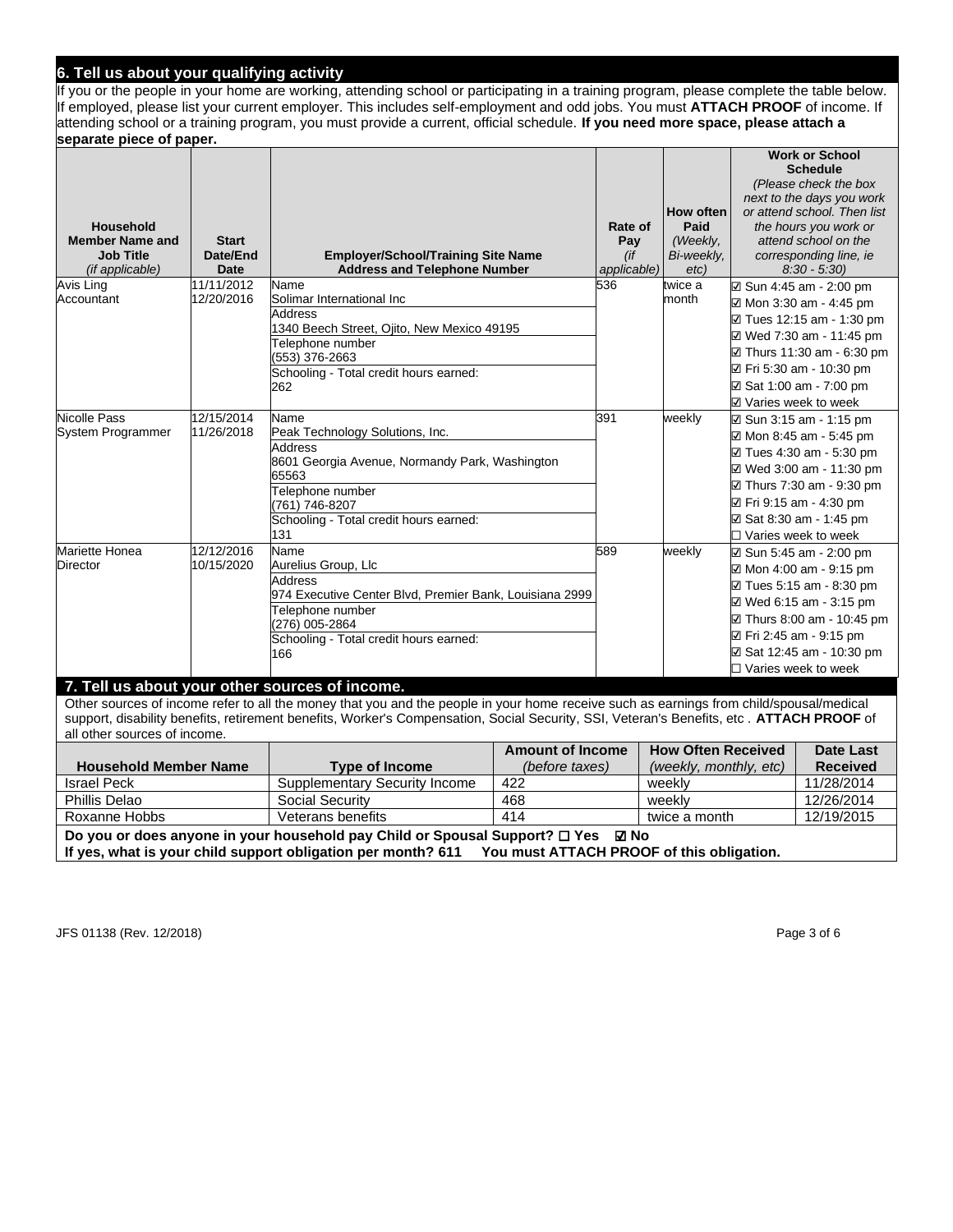## 6. Tell us about your qualifying activity

If you or the people in your home are working, attending school or participating in a training program, please complete the table below. If employed, please list your current employer. This includes self-employment and odd jobs. You must **ATTACH PROOF** of income. If attending school or a training program, you must provide a current, official schedule. **If you need more space, please attach a separate piece of paper.**

| **Household Member Name and Job Title** *(if applicable)* | **Start Date/End Date** | **Employer/School/Training Site Name Address and Telephone Number** | **Rate of Pay** *(if applicable)* | **How often Paid** *(Weekly, Bi-weekly, etc)* | **Work or School Schedule** *(Please check the box next to the days you work or attend school. Then list the hours you work or attend school on the corresponding line, ie 8:30 - 5:30)* |
|---|---|---|---|---|---|
| Avis Ling<br>Accountant | 11/11/2012<br>12/20/2016 | Name<br>Solimar International Inc<br>Address<br>1340 Beech Street, Ojito, New Mexico 49195<br>Telephone number<br>(553) 376-2663<br>Schooling - Total credit hours earned:<br>262 | 536 | twice a month | ☑ Sun 4:45 am - 2:00 pm<br>☑ Mon 3:30 am - 4:45 pm<br>☑ Tues 12:15 am - 1:30 pm<br>☑ Wed 7:30 am - 11:45 pm<br>☑ Thurs 11:30 am - 6:30 pm<br>☑ Fri 5:30 am - 10:30 pm<br>☑ Sat 1:00 am - 7:00 pm<br>☑ Varies week to week |
| Nicolle Pass<br>System Programmer | 12/15/2014<br>11/26/2018 | Name<br>Peak Technology Solutions, Inc.<br>Address<br>8601 Georgia Avenue, Normandy Park, Washington 65563<br>Telephone number<br>(761) 746-8207<br>Schooling - Total credit hours earned:<br>131 | 391 | weekly | ☑ Sun 3:15 am - 1:15 pm<br>☑ Mon 8:45 am - 5:45 pm<br>☑ Tues 4:30 am - 5:30 pm<br>☑ Wed 3:00 am - 11:30 pm<br>☑ Thurs 7:30 am - 9:30 pm<br>☑ Fri 9:15 am - 4:30 pm<br>☑ Sat 8:30 am - 1:45 pm<br>☐ Varies week to week |
| Mariette Honea<br>Director | 12/12/2016<br>10/15/2020 | Name<br>Aurelius Group, Llc<br>Address<br>974 Executive Center Blvd, Premier Bank, Louisiana 2999<br>Telephone number<br>(276) 005-2864<br>Schooling - Total credit hours earned:<br>166 | 589 | weekly | ☑ Sun 5:45 am - 2:00 pm<br>☑ Mon 4:00 am - 9:15 pm<br>☑ Tues 5:15 am - 8:30 pm<br>☑ Wed 6:15 am - 3:15 pm<br>☑ Thurs 8:00 am - 10:45 pm<br>☑ Fri 2:45 am - 9:15 pm<br>☑ Sat 12:45 am - 10:30 pm<br>☐ Varies week to week |

## 7. Tell us about your other sources of income.

Other sources of income refer to all the money that you and the people in your home receive such as earnings from child/spousal/medical support, disability benefits, retirement benefits, Worker's Compensation, Social Security, SSI, Veteran's Benefits, etc . **ATTACH PROOF** of all other sources of income.

| **Household Member Name** | **Type of Income** | **Amount of Income** *(before taxes)* | **How Often Received** *(weekly, monthly, etc)* | **Date Last Received** |
|---|---|---|---|---|
| Israel Peck | Supplementary Security Income | 422 | weekly | 11/28/2014 |
| Phillis Delao | Social Security | 468 | weekly | 12/26/2014 |
| Roxanne Hobbs | Veterans benefits | 414 | twice a month | 12/19/2015 |

**Do you or does anyone in your household pay Child or Spousal Support? ☐ Yes ☑ No**

**If yes, what is your child support obligation per month? 611 You must ATTACH PROOF of this obligation.**

JFS 01138 (Rev. 12/2018)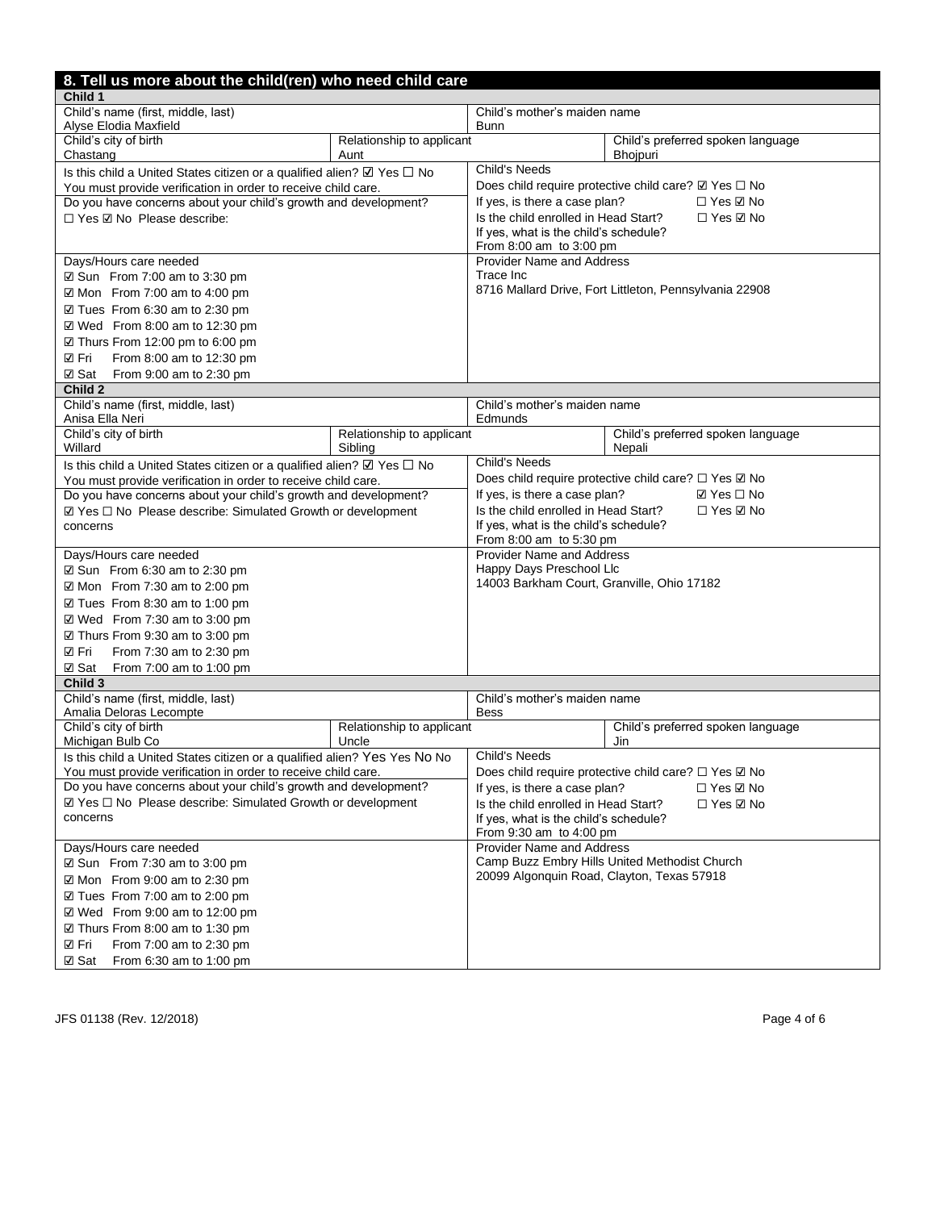## 8. Tell us more about the child(ren) who need child care

### Child 1

| Child's name (first, middle, last) | | Child's mother's maiden name | |
|---|---|---|---|
| Alyse Elodia Maxfield | | Bunn | |
| **Child's city of birth** | **Relationship to applicant** | | **Child's preferred spoken language** |
| Chastang | Aunt | | Bhojpuri |

Is this child a United States citizen or a qualified alien? ☑ Yes ☐ No
You must provide verification in order to receive child care.
Do you have concerns about your child's growth and development?
☐ Yes ☑ No Please describe:

**Child's Needs**
Does child require protective child care? ☑ Yes ☐ No
If yes, is there a case plan? ☐ Yes ☑ No
Is the child enrolled in Head Start? ☐ Yes ☑ No
If yes, what is the child's schedule?
From 8:00 am to 3:00 pm

**Days/Hours care needed**
- ☑ Sun From 7:00 am to 3:30 pm
- ☑ Mon From 7:00 am to 4:00 pm
- ☑ Tues From 6:30 am to 2:30 pm
- ☑ Wed From 8:00 am to 12:30 pm
- ☑ Thurs From 12:00 pm to 6:00 pm
- ☑ Fri From 8:00 am to 12:30 pm
- ☑ Sat From 9:00 am to 2:30 pm

**Provider Name and Address**
Trace Inc
8716 Mallard Drive, Fort Littleton, Pennsylvania 22908

### Child 2

| Child's name (first, middle, last) | | Child's mother's maiden name | |
|---|---|---|---|
| Anisa Ella Neri | | Edmunds | |
| **Child's city of birth** | **Relationship to applicant** | | **Child's preferred spoken language** |
| Willard | Sibling | | Nepali |

Is this child a United States citizen or a qualified alien? ☑ Yes ☐ No
You must provide verification in order to receive child care.
Do you have concerns about your child's growth and development?
☑ Yes ☐ No Please describe: Simulated Growth or development concerns

**Child's Needs**
Does child require protective child care? ☐ Yes ☑ No
If yes, is there a case plan? ☑ Yes ☐ No
Is the child enrolled in Head Start? ☐ Yes ☑ No
If yes, what is the child's schedule?
From 8:00 am to 5:30 pm

**Days/Hours care needed**
- ☑ Sun From 6:30 am to 2:30 pm
- ☑ Mon From 7:30 am to 2:00 pm
- ☑ Tues From 8:30 am to 1:00 pm
- ☑ Wed From 7:30 am to 3:00 pm
- ☑ Thurs From 9:30 am to 3:00 pm
- ☑ Fri From 7:30 am to 2:30 pm
- ☑ Sat From 7:00 am to 1:00 pm

**Provider Name and Address**
Happy Days Preschool Llc
14003 Barkham Court, Granville, Ohio 17182

### Child 3

| Child's name (first, middle, last) | | Child's mother's maiden name | |
|---|---|---|---|
| Amalia Deloras Lecompte | | Bess | |
| **Child's city of birth** | **Relationship to applicant** | | **Child's preferred spoken language** |
| Michigan Bulb Co | Uncle | | Jin |

Is this child a United States citizen or a qualified alien? Yes Yes No No
You must provide verification in order to receive child care.
Do you have concerns about your child's growth and development?
☑ Yes ☐ No Please describe: Simulated Growth or development concerns

**Child's Needs**
Does child require protective child care? ☐ Yes ☑ No
If yes, is there a case plan? ☐ Yes ☑ No
Is the child enrolled in Head Start? ☐ Yes ☑ No
If yes, what is the child's schedule?
From 9:30 am to 4:00 pm

**Days/Hours care needed**
- ☑ Sun From 7:30 am to 3:00 pm
- ☑ Mon From 9:00 am to 2:30 pm
- ☑ Tues From 7:00 am to 2:00 pm
- ☑ Wed From 9:00 am to 12:00 pm
- ☑ Thurs From 8:00 am to 1:30 pm
- ☑ Fri From 7:00 am to 2:30 pm
- ☑ Sat From 6:30 am to 1:00 pm

**Provider Name and Address**
Camp Buzz Embry Hills United Methodist Church
20099 Algonquin Road, Clayton, Texas 57918

JFS 01138 (Rev. 12/2018)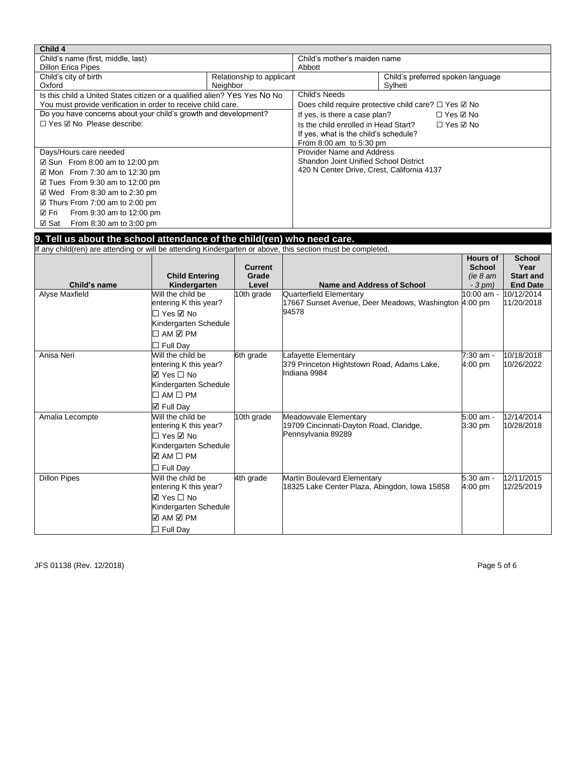| **Child 4** | | | |
|---|---|---|---|
| Child's name (first, middle, last)<br>Dillon Erica Pipes | | Child's mother's maiden name<br>Abbott | |
| Child's city of birth<br>Oxford | Relationship to applicant<br>Neighbor | | Child's preferred spoken language<br>Sylheti |
| Is this child a United States citizen or a qualified alien? Yes Yes No No<br>You must provide verification in order to receive child care. | | Child's Needs<br>Does child require protective child care? ☐ Yes ☑ No | |
| Do you have concerns about your child's growth and development?<br>☐ Yes ☑ No Please describe: | | If yes, is there a case plan? ☐ Yes ☑ No<br>Is the child enrolled in Head Start? ☐ Yes ☑ No<br>If yes, what is the child's schedule?<br>From 8:00 am to 5:30 pm | |
| Days/Hours care needed<br>☑ Sun From 8:00 am to 12:00 pm<br>☑ Mon From 7:30 am to 12:30 pm<br>☑ Tues From 9:30 am to 12:00 pm<br>☑ Wed From 8:30 am to 2:30 pm<br>☑ Thurs From 7:00 am to 2:00 pm<br>☑ Fri From 9:30 am to 12:00 pm<br>☑ Sat From 8:30 am to 3:00 pm | | Provider Name and Address<br>Shandon Joint Unified School District<br>420 N Center Drive, Crest, California 4137 | |

## 9. Tell us about the school attendance of the child(ren) who need care.

If any child(ren) are attending or will be attending Kindergarten or above, this section must be completed.

| Child's name | Child Entering Kindergarten | Current Grade Level | Name and Address of School | Hours of School *(ie 8 am - 3 pm)* | School Year Start and End Date |
|---|---|---|---|---|---|
| Alyse Maxfield | Will the child be entering K this year?<br>☐ Yes ☑ No<br>Kindergarten Schedule<br>☐ AM ☑ PM<br>☐ Full Day | 10th grade | Quarterfield Elementary<br>17667 Sunset Avenue, Deer Meadows, Washington 94578 | 10:00 am - 4:00 pm | 10/12/2014<br>11/20/2018 |
| Anisa Neri | Will the child be entering K this year?<br>☑ Yes ☐ No<br>Kindergarten Schedule<br>☐ AM ☐ PM<br>☑ Full Day | 6th grade | Lafayette Elementary<br>379 Princeton Hightstown Road, Adams Lake, Indiana 9984 | 7:30 am - 4:00 pm | 10/18/2018<br>10/26/2022 |
| Amalia Lecompte | Will the child be entering K this year?<br>☐ Yes ☑ No<br>Kindergarten Schedule<br>☑ AM ☐ PM<br>☐ Full Day | 10th grade | Meadowvale Elementary<br>19709 Cincinnati-Dayton Road, Claridge, Pennsylvania 89289 | 5:00 am - 3:30 pm | 12/14/2014<br>10/28/2018 |
| Dillon Pipes | Will the child be entering K this year?<br>☑ Yes ☐ No<br>Kindergarten Schedule<br>☑ AM ☑ PM<br>☐ Full Day | 4th grade | Martin Boulevard Elementary<br>18325 Lake Center Plaza, Abingdon, Iowa 15858 | 5:30 am - 4:00 pm | 12/11/2015<br>12/25/2019 |

JFS 01138 (Rev. 12/2018)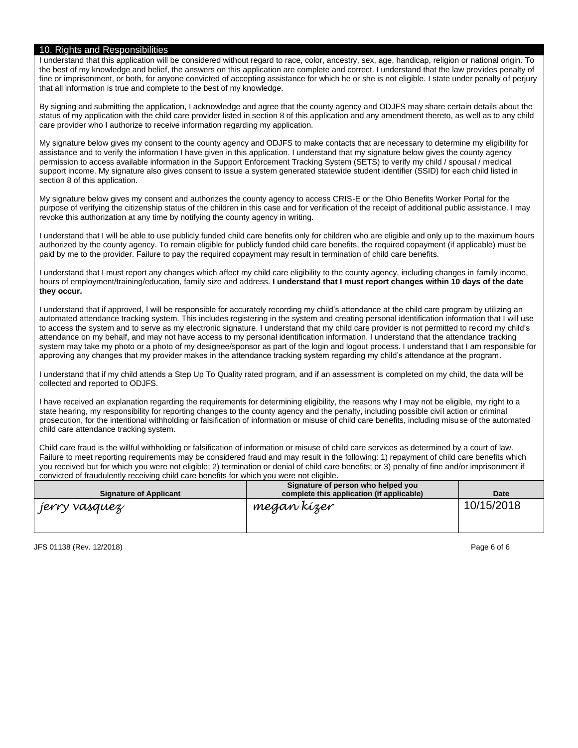## 10. Rights and Responsibilities

I understand that this application will be considered without regard to race, color, ancestry, sex, age, handicap, religion or national origin. To the best of my knowledge and belief, the answers on this application are complete and correct. I understand that the law provides penalty of fine or imprisonment, or both, for anyone convicted of accepting assistance for which he or she is not eligible. I state under penalty of perjury that all information is true and complete to the best of my knowledge.

By signing and submitting the application, I acknowledge and agree that the county agency and ODJFS may share certain details about the status of my application with the child care provider listed in section 8 of this application and any amendment thereto, as well as to any child care provider who I authorize to receive information regarding my application.

My signature below gives my consent to the county agency and ODJFS to make contacts that are necessary to determine my eligibility for assistance and to verify the information I have given in this application. I understand that my signature below gives the county agency permission to access available information in the Support Enforcement Tracking System (SETS) to verify my child / spousal / medical support income. My signature also gives consent to issue a system generated statewide student identifier (SSID) for each child listed in section 8 of this application.

My signature below gives my consent and authorizes the county agency to access CRIS-E or the Ohio Benefits Worker Portal for the purpose of verifying the citizenship status of the children in this case and for verification of the receipt of additional public assistance. I may revoke this authorization at any time by notifying the county agency in writing.

I understand that I will be able to use publicly funded child care benefits only for children who are eligible and only up to the maximum hours authorized by the county agency. To remain eligible for publicly funded child care benefits, the required copayment (if applicable) must be paid by me to the provider. Failure to pay the required copayment may result in termination of child care benefits.

I understand that I must report any changes which affect my child care eligibility to the county agency, including changes in family income, hours of employment/training/education, family size and address. **I understand that I must report changes within 10 days of the date they occur.**

I understand that if approved, I will be responsible for accurately recording my child's attendance at the child care program by utilizing an automated attendance tracking system. This includes registering in the system and creating personal identification information that I will use to access the system and to serve as my electronic signature. I understand that my child care provider is not permitted to record my child's attendance on my behalf, and may not have access to my personal identification information. I understand that the attendance tracking system may take my photo or a photo of my designee/sponsor as part of the login and logout process. I understand that I am responsible for approving any changes that my provider makes in the attendance tracking system regarding my child's attendance at the program.

I understand that if my child attends a Step Up To Quality rated program, and if an assessment is completed on my child, the data will be collected and reported to ODJFS.

I have received an explanation regarding the requirements for determining eligibility, the reasons why I may not be eligible, my right to a state hearing, my responsibility for reporting changes to the county agency and the penalty, including possible civil action or criminal prosecution, for the intentional withholding or falsification of information or misuse of child care benefits, including misuse of the automated child care attendance tracking system.

Child care fraud is the willful withholding or falsification of information or misuse of child care services as determined by a court of law. Failure to meet reporting requirements may be considered fraud and may result in the following: 1) repayment of child care benefits which you received but for which you were not eligible; 2) termination or denial of child care benefits; or 3) penalty of fine and/or imprisonment if convicted of fraudulently receiving child care benefits for which you were not eligible.

| Signature of Applicant | Signature of person who helped you complete this application (if applicable) | Date |
|---|---|---|
| jerry vasquez | megan kizer | 10/15/2018 |

JFS 01138 (Rev. 12/2018)